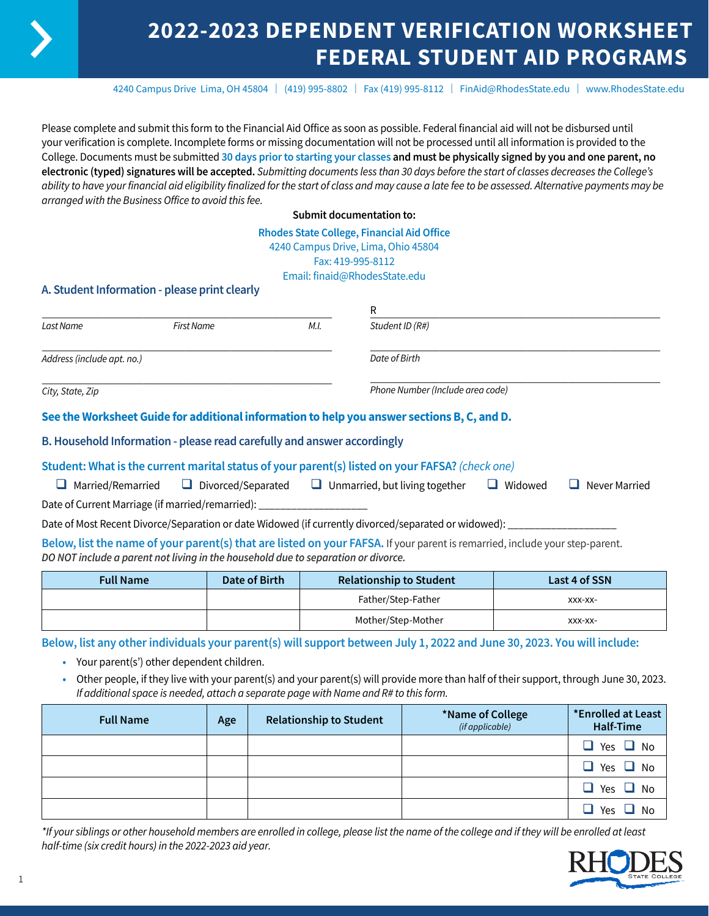# 2022-2023 DEPENDENT VERIFICATION WORKSHEET FEDERAL STUDENT AID PROGRAMS

4240 Campus Drive Lima, OH 45804 | (419) 995-8802 | Fax (419) 995-8112 | FinAid@RhodesState.edu | www.RhodesState.edu

Please complete and submit this form to the Financial Aid Office as soon as possible. Federal financial aid will not be disbursed until your verification is complete. Incomplete forms or missing documentation will not be processed until all information is provided to the College. Documents must be submitted **30 days prior to starting your classes and must be physically signed by you and one parent, no electronic (typed) signatures will be accepted.** *Submitting documents less than 30 days before the start of classes decreases the College's ability to have your financial aid eligibility finalized for the start of class and may cause a late fee to be assessed. Alternative payments may be arranged with the Business Office to avoid this fee.*

**Submit documentation to:**

**Rhodes State College, Financial Aid Office**
4240 Campus Drive, Lima, Ohio 45804
Fax: 419-995-8112
Email: finaid@RhodesState.edu

## A. Student Information - please print clearly

_______________________________________________ R_______________________________________________
*Last Name* *First Name* *M.I.* *Student ID (R#)*

_______________________________________________ _______________________________________________
*Address (include apt. no.)* *Date of Birth*

_______________________________________________ _______________________________________________
*City, State, Zip* *Phone Number (Include area code)*

**See the Worksheet Guide for additional information to help you answer sections B, C, and D.**

## B. Household Information - please read carefully and answer accordingly

**Student: What is the current marital status of your parent(s) listed on your FAFSA?** *(check one)*

❑ Married/Remarried ❑ Divorced/Separated ❑ Unmarried, but living together ❑ Widowed ❑ Never Married

Date of Current Marriage (if married/remarried): ___________________

Date of Most Recent Divorce/Separation or date Widowed (if currently divorced/separated or widowed): ___________________

**Below, list the name of your parent(s) that are listed on your FAFSA.** If your parent is remarried, include your step-parent. ***DO NOT include a parent not living in the household due to separation or divorce.***

| Full Name | Date of Birth | Relationship to Student | Last 4 of SSN |
|---|---|---|---|
| | | Father/Step-Father | xxx-xx- |
| | | Mother/Step-Mother | xxx-xx- |

**Below, list any other individuals your parent(s) will support between July 1, 2022 and June 30, 2023. You will include:**

- Your parent(s') other dependent children.
- Other people, if they live with your parent(s) and your parent(s) will provide more than half of their support, through June 30, 2023. *If additional space is needed, attach a separate page with Name and R# to this form.*

| Full Name | Age | Relationship to Student | *Name of College *(if applicable)* | *Enrolled at Least Half-Time |
|---|---|---|---|---|
| | | | | ❑ Yes ❑ No |
| | | | | ❑ Yes ❑ No |
| | | | | ❑ Yes ❑ No |
| | | | | ❑ Yes ❑ No |

**If your siblings or other household members are enrolled in college, please list the name of the college and if they will be enrolled at least half-time (six credit hours) in the 2022-2023 aid year.*

RHODES STATE COLLEGE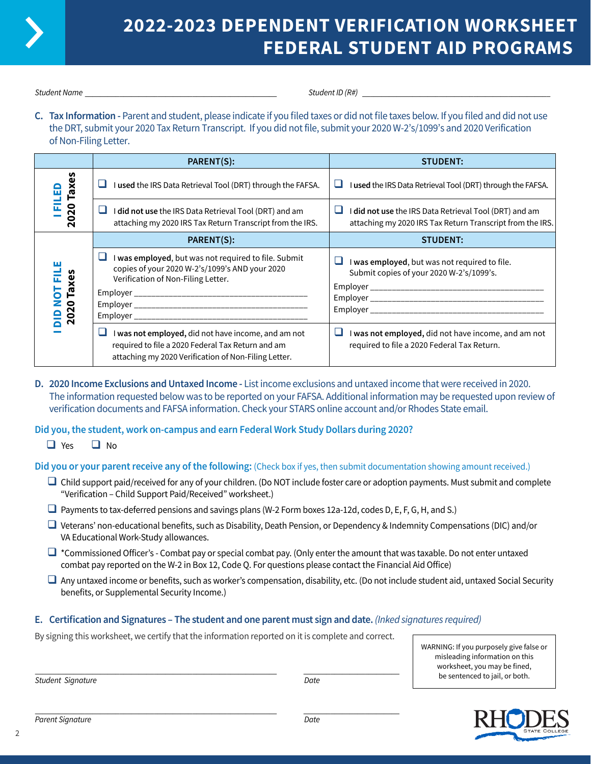# 2022-2023 DEPENDENT VERIFICATION WORKSHEET FEDERAL STUDENT AID PROGRAMS

*Student Name* ______________________________ *Student ID (R#)* ______________________________

**C. Tax Information -** Parent and student, please indicate if you filed taxes or did not file taxes below. If you filed and did not use the DRT, submit your 2020 Tax Return Transcript. If you filed and did not use the DRT, submit your 2020 Tax Return Transcript. If you did not file, submit your 2020 W-2's/1099's and 2020 Verification of Non-Filing Letter.

| | PARENT(S): | STUDENT: |
|---|---|---|
| **I FILED 2020 Taxes** | ❑ I **used** the IRS Data Retrieval Tool (DRT) through the FAFSA. | ❑ I **used** the IRS Data Retrieval Tool (DRT) through the FAFSA. |
| | ❑ I **did not use** the IRS Data Retrieval Tool (DRT) and am attaching my 2020 IRS Tax Return Transcript from the IRS. | ❑ I **did not use** the IRS Data Retrieval Tool (DRT) and am attaching my 2020 IRS Tax Return Transcript from the IRS. |
| | **PARENT(S):** | **STUDENT:** |
| **I DID NOT FILE 2020 Taxes** | ❑ I **was employed**, but was not required to file. Submit copies of your 2020 W-2's/1099's AND your 2020 Verification of Non-Filing Letter. Employer ______ Employer ______ Employer ______ | ❑ I **was employed**, but was not required to file. Submit copies of your 2020 W-2's/1099's. Employer ______ Employer ______ Employer ______ |
| | ❑ I **was not employed,** did not have income, and am not required to file a 2020 Federal Tax Return and am attaching my 2020 Verification of Non-Filing Letter. | ❑ I **was not employed,** did not have income, and am not required to file a 2020 Federal Tax Return. |

**D. 2020 Income Exclusions and Untaxed Income -** List income exclusions and untaxed income that were received in 2020. The information requested below was to be reported on your FAFSA. Additional information may be requested upon review of verification documents and FAFSA information. Check your STARS online account and/or Rhodes State email.

**Did you, the student, work on-campus and earn Federal Work Study Dollars during 2020?**

❑ Yes ❑ No

**Did you or your parent receive any of the following:** (Check box if yes, then submit documentation showing amount received.)

- ❑ Child support paid/received for any of your children. (Do NOT include foster care or adoption payments. Must submit and complete "Verification – Child Support Paid/Received" worksheet.)
- ❑ Payments to tax-deferred pensions and savings plans (W-2 Form boxes 12a-12d, codes D, E, F, G, H, and S.)
- ❑ Veterans' non-educational benefits, such as Disability, Death Pension, or Dependency & Indemnity Compensations (DIC) and/or VA Educational Work-Study allowances.
- ❑ *Commissioned Officer's - Combat pay or special combat pay. (Only enter the amount that was taxable. Do not enter untaxed combat pay reported on the W-2 in Box 12, Code Q. For questions please contact the Financial Aid Office)
- ❑ Any untaxed income or benefits, such as worker's compensation, disability, etc. (Do not include student aid, untaxed Social Security benefits, or Supplemental Security Income.)

**E. Certification and Signatures – The student and one parent must sign and date.** *(Inked signatures required)*

By signing this worksheet, we certify that the information reported on it is complete and correct.

WARNING: If you purposely give false or misleading information on this worksheet, you may be fined, be sentenced to jail, or both.

______________________________ ______________
*Student Signature* *Date*

______________________________ ______________
*Parent Signature* *Date*

RHODES State College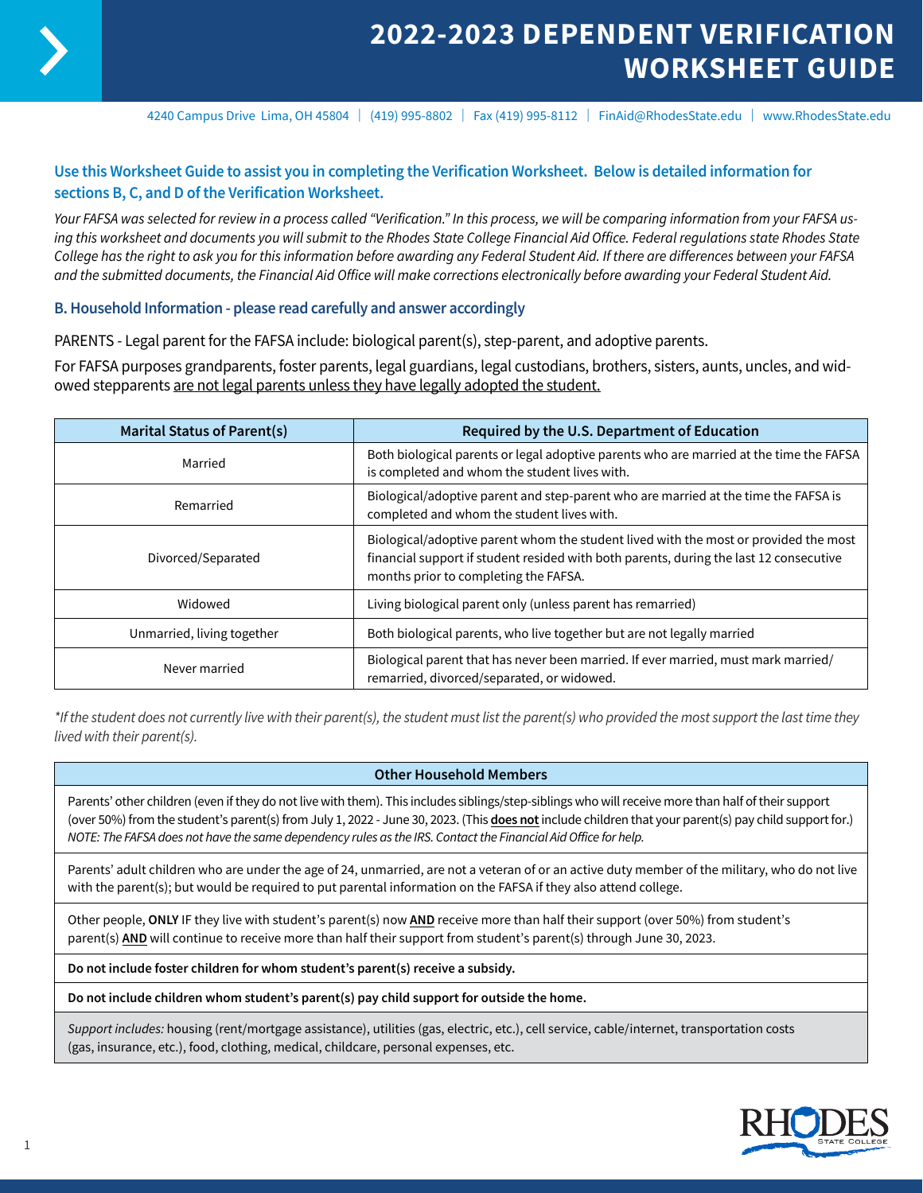# 2022-2023 DEPENDENT VERIFICATION WORKSHEET GUIDE

4240 Campus Drive Lima, OH 45804 | (419) 995-8802 | Fax (419) 995-8112 | FinAid@RhodesState.edu | www.RhodesState.edu

**Use this Worksheet Guide to assist you in completing the Verification Worksheet. Below is detailed information for sections B, C, and D of the Verification Worksheet.**

*Your FAFSA was selected for review in a process called "Verification." In this process, we will be comparing information from your FAFSA using this worksheet and documents you will submit to the Rhodes State College Financial Aid Office. Federal regulations state Rhodes State College has the right to ask you for this information before awarding any Federal Student Aid. If there are differences between your FAFSA and the submitted documents, the Financial Aid Office will make corrections electronically before awarding your Federal Student Aid.*

## B. Household Information - please read carefully and answer accordingly

PARENTS - Legal parent for the FAFSA include: biological parent(s), step-parent, and adoptive parents.

For FAFSA purposes grandparents, foster parents, legal guardians, legal custodians, brothers, sisters, aunts, uncles, and widowed stepparents are not legal parents unless they have legally adopted the student.

| Marital Status of Parent(s) | Required by the U.S. Department of Education |
|---|---|
| Married | Both biological parents or legal adoptive parents who are married at the time the FAFSA is completed and whom the student lives with. |
| Remarried | Biological/adoptive parent and step-parent who are married at the time the FAFSA is completed and whom the student lives with. |
| Divorced/Separated | Biological/adoptive parent whom the student lived with the most or provided the most financial support if student resided with both parents, during the last 12 consecutive months prior to completing the FAFSA. |
| Widowed | Living biological parent only (unless parent has remarried) |
| Unmarried, living together | Both biological parents, who live together but are not legally married |
| Never married | Biological parent that has never been married. If ever married, must mark married/ remarried, divorced/separated, or widowed. |

*\*If the student does not currently live with their parent(s), the student must list the parent(s) who provided the most support the last time they lived with their parent(s).*

| Other Household Members |
|---|
| Parents' other children (even if they do not live with them). This includes siblings/step-siblings who will receive more than half of their support (over 50%) from the student's parent(s) from July 1, 2022 - June 30, 2023. (This **does not** include children that your parent(s) pay child support for.) *NOTE: The FAFSA does not have the same dependency rules as the IRS. Contact the Financial Aid Office for help.* |
| Parents' adult children who are under the age of 24, unmarried, are not a veteran of or an active duty member of the military, who do not live with the parent(s); but would be required to put parental information on the FAFSA if they also attend college. |
| Other people, **ONLY** IF they live with student's parent(s) now **AND** receive more than half their support (over 50%) from student's parent(s) **AND** will continue to receive more than half their support from student's parent(s) through June 30, 2023. |
| **Do not include foster children for whom student's parent(s) receive a subsidy.** |
| **Do not include children whom student's parent(s) pay child support for outside the home.** |
| *Support includes:* housing (rent/mortgage assistance), utilities (gas, electric, etc.), cell service, cable/internet, transportation costs (gas, insurance, etc.), food, clothing, medical, childcare, personal expenses, etc. |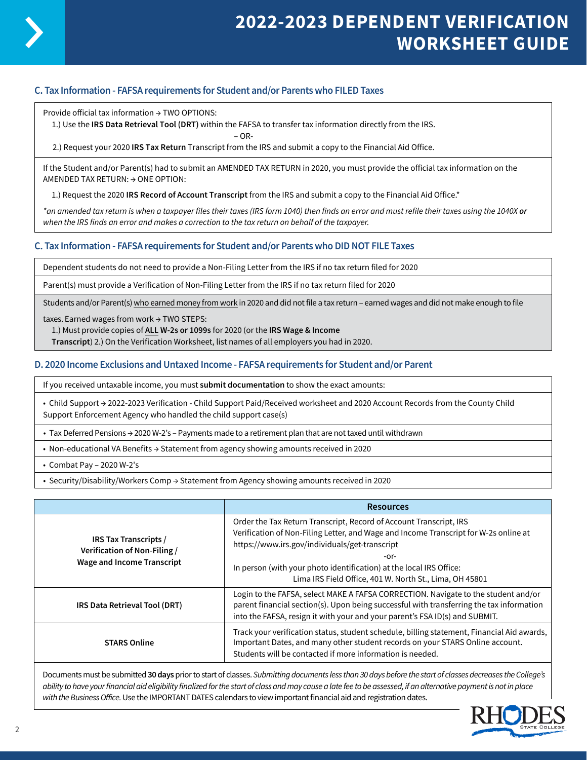# 2022-2023 DEPENDENT VERIFICATION WORKSHEET GUIDE

### C. Tax Information - FAFSA requirements for Student and/or Parents who FILED Taxes

Provide official tax information → TWO OPTIONS:

1.) Use the **IRS Data Retrieval Tool (DRT)** within the FAFSA to transfer tax information directly from the IRS.

– OR-

2.) Request your 2020 **IRS Tax Return** Transcript from the IRS and submit a copy to the Financial Aid Office.

If the Student and/or Parent(s) had to submit an AMENDED TAX RETURN in 2020, you must provide the official tax information on the AMENDED TAX RETURN: → ONE OPTION:

1.) Request the 2020 **IRS Record of Account Transcript** from the IRS and submit a copy to the Financial Aid Office.*

*\*an amended tax return is when a taxpayer files their taxes (IRS form 1040) then finds an error and must refile their taxes using the 1040X* ***or*** *when the IRS finds an error and makes a correction to the tax return on behalf of the taxpayer.*

### C. Tax Information - FAFSA requirements for Student and/or Parents who DID NOT FILE Taxes

Dependent students do not need to provide a Non-Filing Letter from the IRS if no tax return filed for 2020

Parent(s) must provide a Verification of Non-Filing Letter from the IRS if no tax return filed for 2020

Students and/or Parent(s) who earned money from work in 2020 and did not file a tax return – earned wages and did not make enough to file taxes. Earned wages from work → TWO STEPS:

1.) Must provide copies of **ALL W-2s or 1099s** for 2020 (or the **IRS Wage & Income Transcript**) 2.) On the Verification Worksheet, list names of all employers you had in 2020.

### D. 2020 Income Exclusions and Untaxed Income - FAFSA requirements for Student and/or Parent

If you received untaxable income, you must **submit documentation** to show the exact amounts:

- Child Support → 2022-2023 Verification - Child Support Paid/Received worksheet and 2020 Account Records from the County Child Support Enforcement Agency who handled the child support case(s)
- Tax Deferred Pensions → 2020 W-2's – Payments made to a retirement plan that are not taxed until withdrawn
- Non-educational VA Benefits → Statement from agency showing amounts received in 2020
- Combat Pay – 2020 W-2's
- Security/Disability/Workers Comp → Statement from Agency showing amounts received in 2020

| | Resources |
|---|---|
| **IRS Tax Transcripts / Verification of Non-Filing / Wage and Income Transcript** | Order the Tax Return Transcript, Record of Account Transcript, IRS Verification of Non-Filing Letter, and Wage and Income Transcript for W-2s online at https://www.irs.gov/individuals/get-transcript -or- In person (with your photo identification) at the local IRS Office: Lima IRS Field Office, 401 W. North St., Lima, OH 45801 |
| **IRS Data Retrieval Tool (DRT)** | Login to the FAFSA, select MAKE A FAFSA CORRECTION. Navigate to the student and/or parent financial section(s). Upon being successful with transferring the tax information into the FAFSA, resign it with your and your parent's FSA ID(s) and SUBMIT. |
| **STARS Online** | Track your verification status, student schedule, billing statement, Financial Aid awards, Important Dates, and many other student records on your STARS Online account. Students will be contacted if more information is needed. |

Documents must be submitted **30 days** prior to start of classes. *Submitting documents less than 30 days before the start of classes decreases the College's ability to have your financial aid eligibility finalized for the start of class and may cause a late fee to be assessed, if an alternative payment is not in place with the Business Office.* Use the IMPORTANT DATES calendars to view important financial aid and registration dates.

RHODES State College